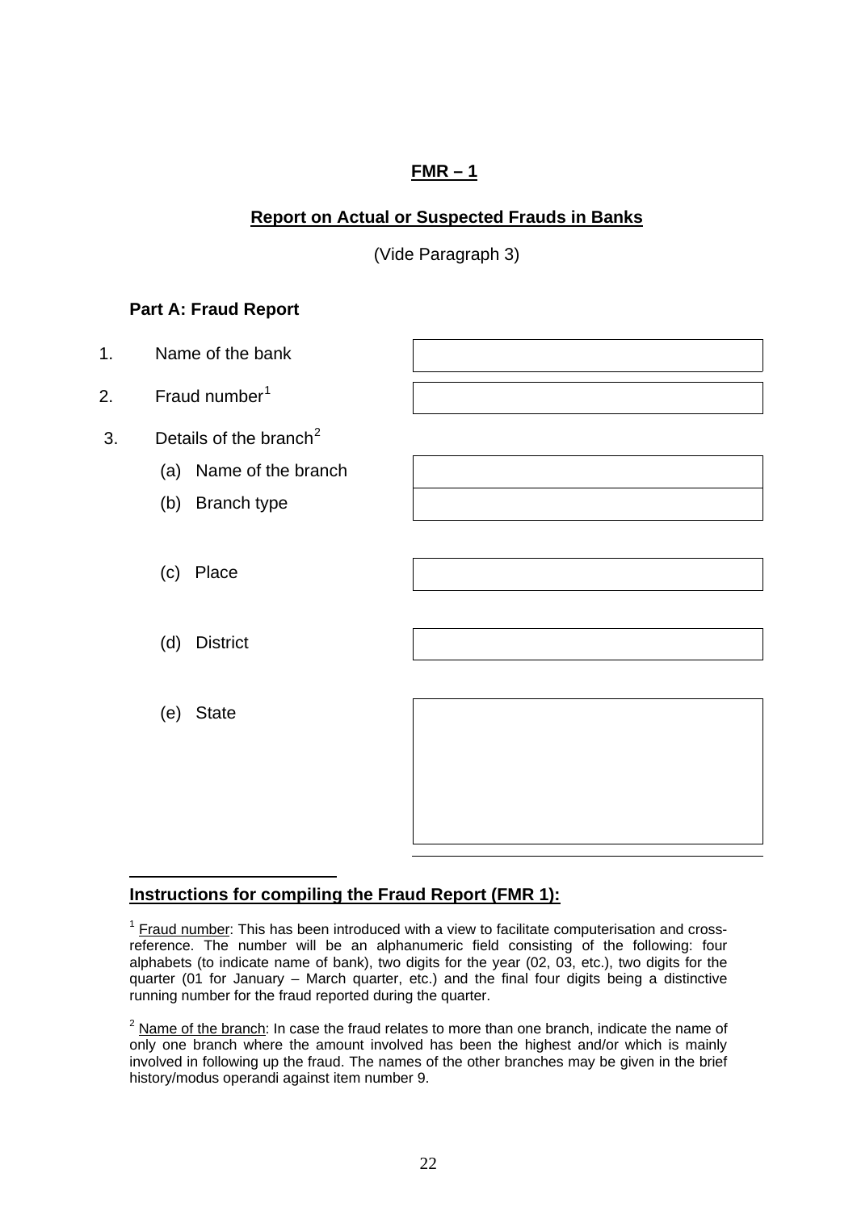**FMR – 1**

**Report on Actual or Suspected Frauds in Banks**

(Vide Paragraph 3)

**Part A: Fraud Report**

| | | |
|---|---|---|
| 1. | Name of the bank | |
| 2. | Fraud number[1] | |
| 3. | Details of the branch[2] | |
| | (a) Name of the branch | |
| | (b) Branch type | |
| | (c) Place | |
| | (d) District | |
| | (e) State | |

**Instructions for compiling the Fraud Report (FMR 1):**

[1] Fraud number: This has been introduced with a view to facilitate computerisation and cross-reference. The number will be an alphanumeric field consisting of the following: four alphabets (to indicate name of bank), two digits for the year (02, 03, etc.), two digits for the quarter (01 for January – March quarter, etc.) and the final four digits being a distinctive running number for the fraud reported during the quarter.

[2] Name of the branch: In case the fraud relates to more than one branch, indicate the name of only one branch where the amount involved has been the highest and/or which is mainly involved in following up the fraud. The names of the other branches may be given in the brief history/modus operandi against item number 9.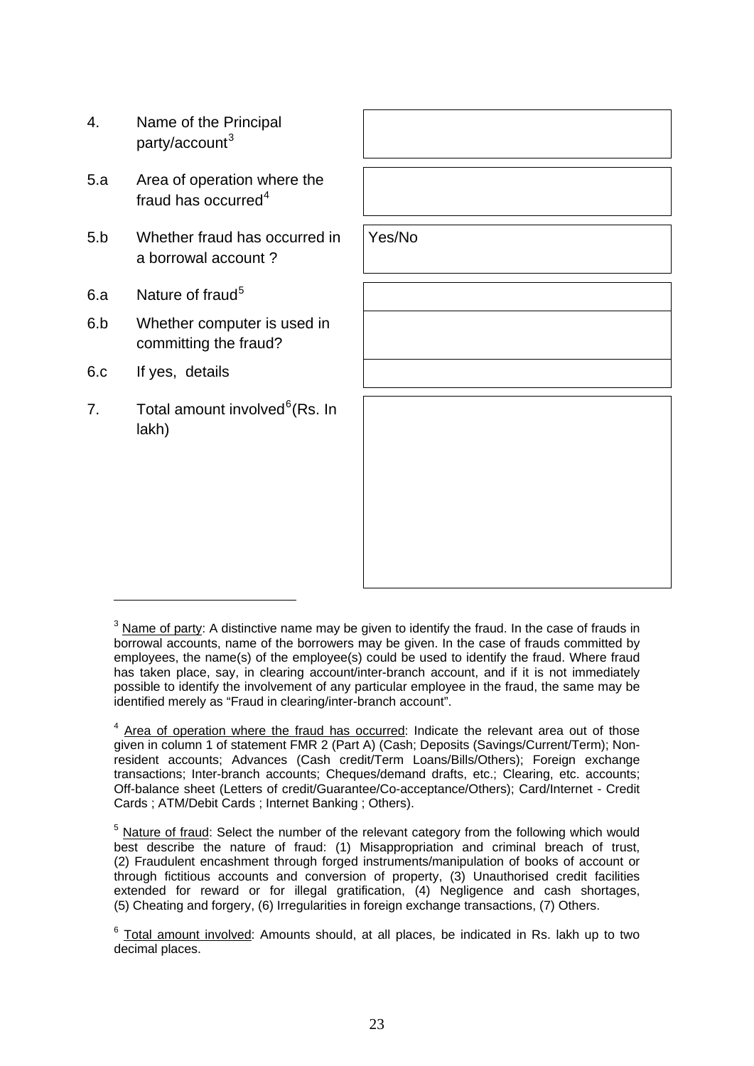| | | |
|---|---|---|
| 4. | Name of the Principal party/account[3] | |
| 5.a | Area of operation where the fraud has occurred[4] | |
| 5.b | Whether fraud has occurred in a borrowal account ? | Yes/No |
| 6.a | Nature of fraud[5] | |
| 6.b | Whether computer is used in committing the fraud? | |
| 6.c | If yes, details | |
| 7. | Total amount involved[6](Rs. In lakh) | |

---

[3] Name of party: A distinctive name may be given to identify the fraud. In the case of frauds in borrowal accounts, name of the borrowers may be given. In the case of frauds committed by employees, the name(s) of the employee(s) could be used to identify the fraud. Where fraud has taken place, say, in clearing account/inter-branch account, and if it is not immediately possible to identify the involvement of any particular employee in the fraud, the same may be identified merely as "Fraud in clearing/inter-branch account".

[4] Area of operation where the fraud has occurred: Indicate the relevant area out of those given in column 1 of statement FMR 2 (Part A) (Cash; Deposits (Savings/Current/Term); Non-resident accounts; Advances (Cash credit/Term Loans/Bills/Others); Foreign exchange transactions; Inter-branch accounts; Cheques/demand drafts, etc.; Clearing, etc. accounts; Off-balance sheet (Letters of credit/Guarantee/Co-acceptance/Others); Card/Internet - Credit Cards ; ATM/Debit Cards ; Internet Banking ; Others).

[5] Nature of fraud: Select the number of the relevant category from the following which would best describe the nature of fraud: (1) Misappropriation and criminal breach of trust, (2) Fraudulent encashment through forged instruments/manipulation of books of account or through fictitious accounts and conversion of property, (3) Unauthorised credit facilities extended for reward or for illegal gratification, (4) Negligence and cash shortages, (5) Cheating and forgery, (6) Irregularities in foreign exchange transactions, (7) Others.

[6] Total amount involved: Amounts should, at all places, be indicated in Rs. lakh up to two decimal places.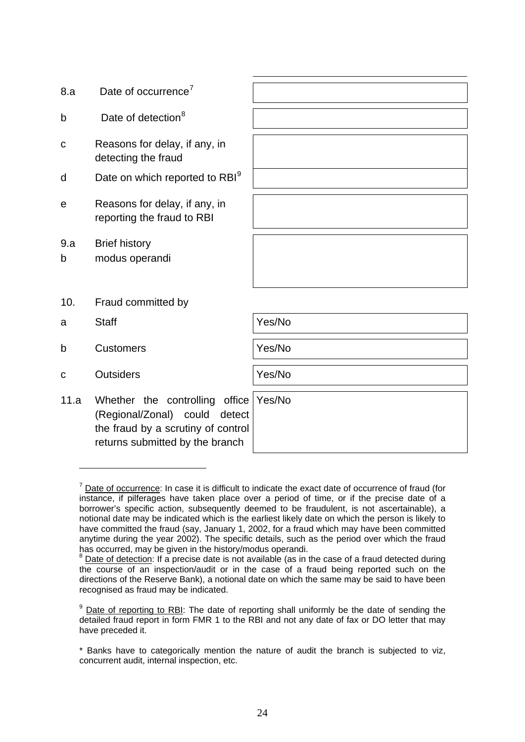| | | |
|---|---|---|
| 8.a | Date of occurrence[7] | |
| b | Date of detection[8] | |
| c | Reasons for delay, if any, in detecting the fraud | |
| d | Date on which reported to RBI[9] | |
| e | Reasons for delay, if any, in reporting the fraud to RBI | |
| 9.a<br>b | Brief history<br>modus operandi | |
| 10. | Fraud committed by | |
| a | Staff | Yes/No |
| b | Customers | Yes/No |
| c | Outsiders | Yes/No |
| 11.a | Whether the controlling office (Regional/Zonal) could detect the fraud by a scrutiny of control returns submitted by the branch | Yes/No |

---

[7] Date of occurrence: In case it is difficult to indicate the exact date of occurrence of fraud (for instance, if pilferages have taken place over a period of time, or if the precise date of a borrower's specific action, subsequently deemed to be fraudulent, is not ascertainable), a notional date may be indicated which is the earliest likely date on which the person is likely to have committed the fraud (say, January 1, 2002, for a fraud which may have been committed anytime during the year 2002). The specific details, such as the period over which the fraud has occurred, may be given in the history/modus operandi.

[8] Date of detection: If a precise date is not available (as in the case of a fraud detected during the course of an inspection/audit or in the case of a fraud being reported such on the directions of the Reserve Bank), a notional date on which the same may be said to have been recognised as fraud may be indicated.

[9] Date of reporting to RBI: The date of reporting shall uniformly be the date of sending the detailed fraud report in form FMR 1 to the RBI and not any date of fax or DO letter that may have preceded it.

* Banks have to categorically mention the nature of audit the branch is subjected to viz, concurrent audit, internal inspection, etc.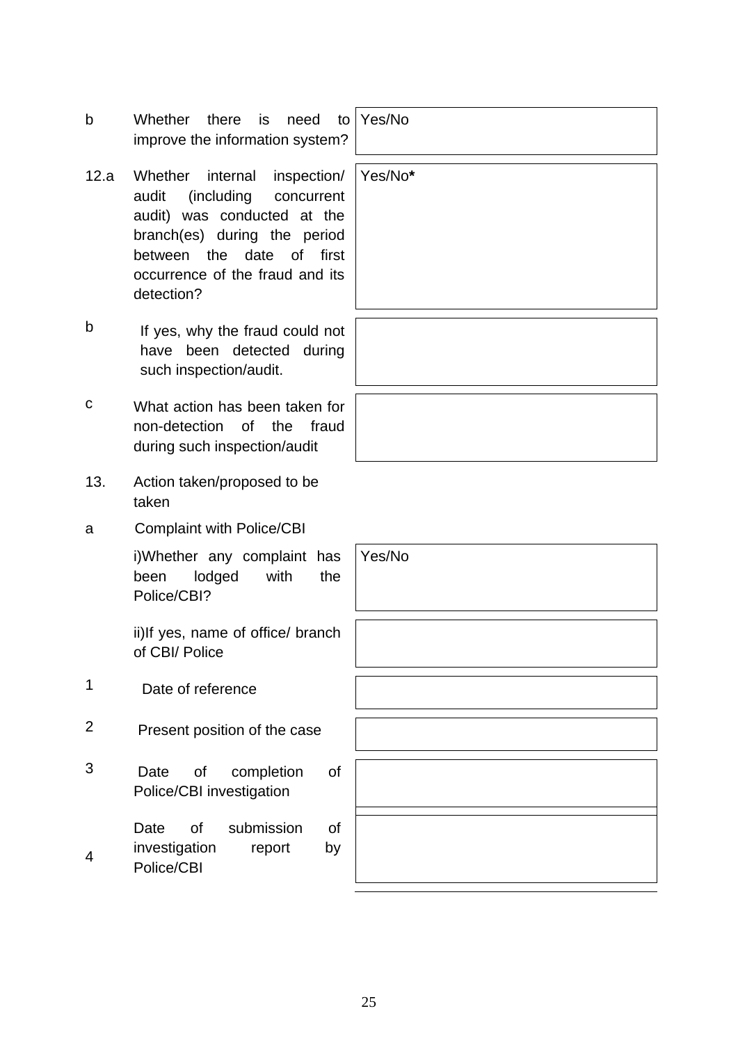| | | |
|---|---|---|
| b | Whether there is need to improve the information system? | Yes/No |
| 12.a | Whether internal inspection/ audit (including concurrent audit) was conducted at the branch(es) during the period between the date of first occurrence of the fraud and its detection? | Yes/No**\*** |
| b | If yes, why the fraud could not have been detected during such inspection/audit. | |
| c | What action has been taken for non-detection of the fraud during such inspection/audit | |
| 13. | Action taken/proposed to be taken | |
| a | Complaint with Police/CBI | |
| | i)Whether any complaint has been lodged with the Police/CBI? | Yes/No |
| | ii)If yes, name of office/ branch of CBI/ Police | |
| 1 | Date of reference | |
| 2 | Present position of the case | |
| 3 | Date of completion of Police/CBI investigation | |
| 4 | Date of submission of investigation report by Police/CBI | |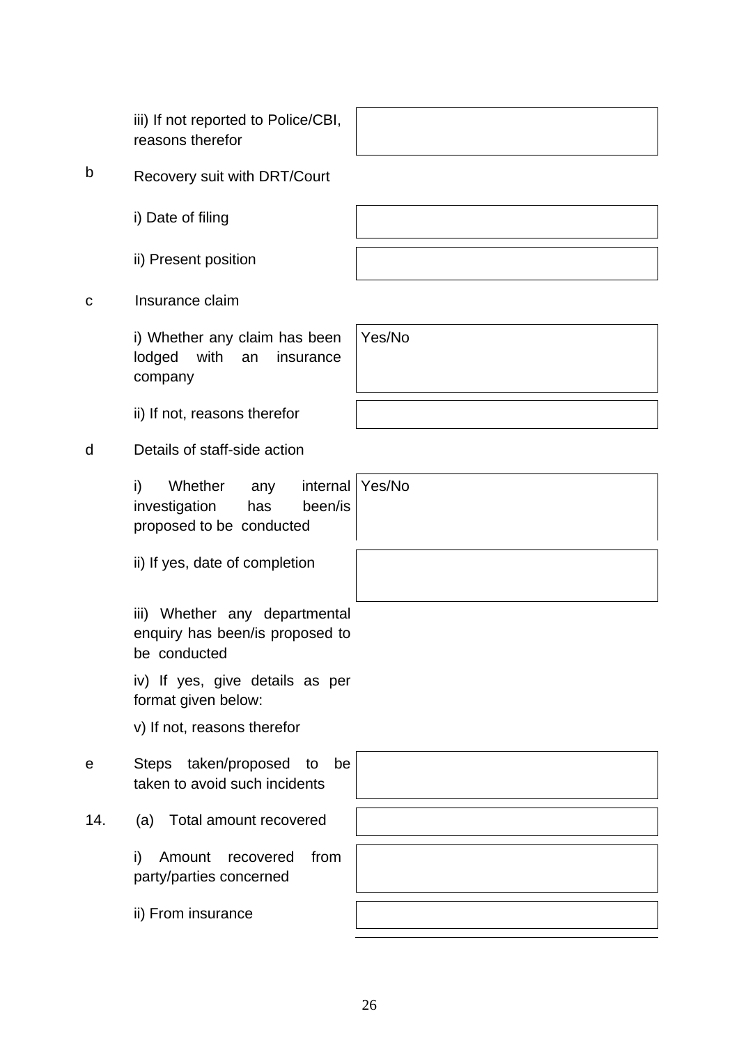| | | |
|---|---|---|
| | iii) If not reported to Police/CBI, reasons therefor | |
| b | Recovery suit with DRT/Court | |
| | i) Date of filing | |
| | ii) Present position | |
| c | Insurance claim | |
| | i) Whether any claim has been lodged with an insurance company | Yes/No |
| | ii) If not, reasons therefor | |
| d | Details of staff-side action | |
| | i) Whether any internal investigation has been/is proposed to be conducted | Yes/No |
| | ii) If yes, date of completion | |
| | iii) Whether any departmental enquiry has been/is proposed to be conducted | |
| | iv) If yes, give details as per format given below: | |
| | v) If not, reasons therefor | |
| e | Steps taken/proposed to be taken to avoid such incidents | |
| 14. | (a) Total amount recovered | |
| | i) Amount recovered from party/parties concerned | |
| | ii) From insurance | |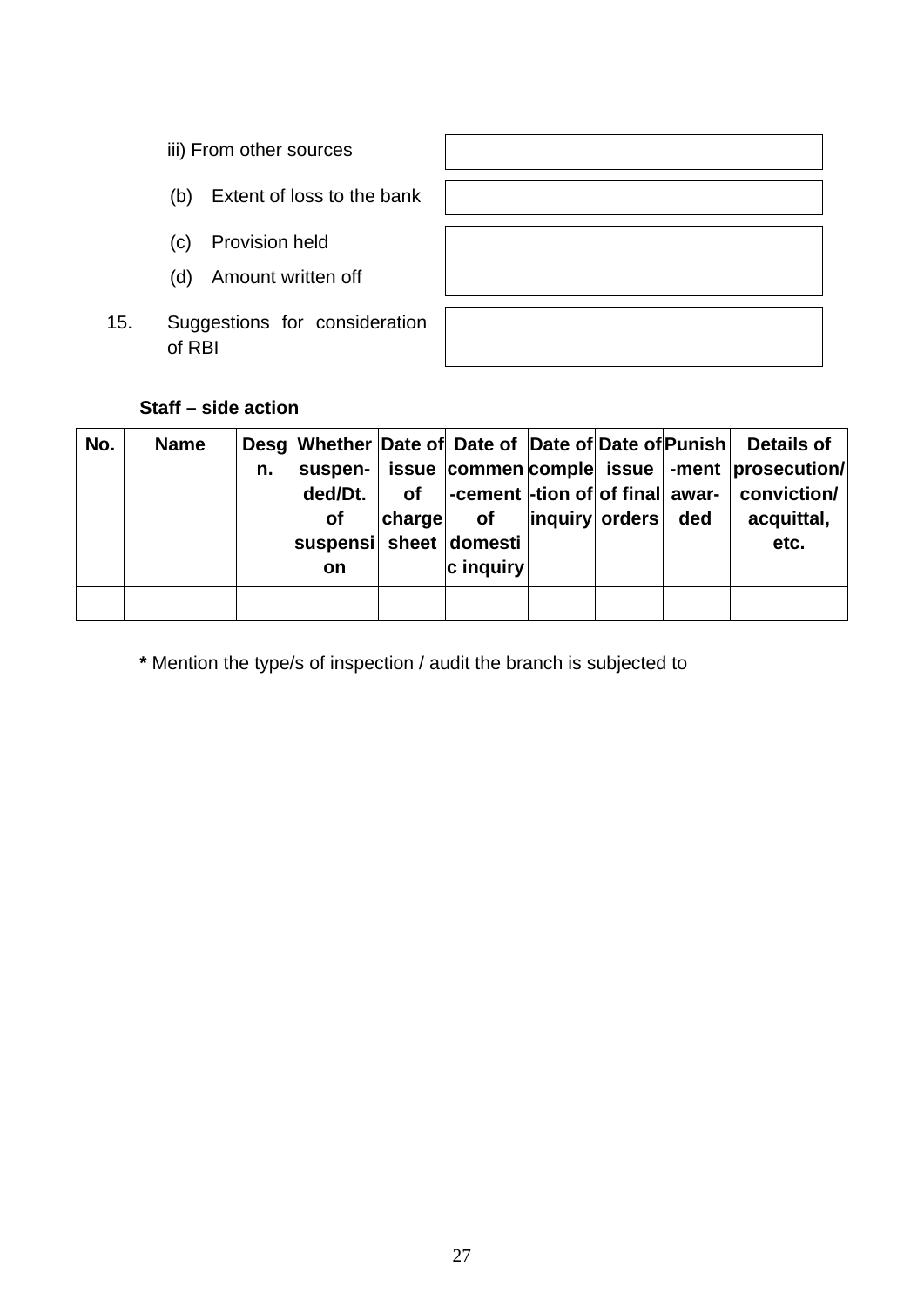iii) From other sources

(b) Extent of loss to the bank

(c) Provision held

(d) Amount written off

15. Suggestions for consideration of RBI

**Staff – side action**

| No. | Name | Desgn. | Whether suspended/Dt. of suspension | Date of issue of charge sheet | Date of commencement of domestic inquiry | Date of completion of inquiry | Date of issue of final orders | Punishment awarded | Details of prosecution/ conviction/ acquittal, etc. |
|---|---|---|---|---|---|---|---|---|---|
| | | | | | | | | | |

**\*** Mention the type/s of inspection / audit the branch is subjected to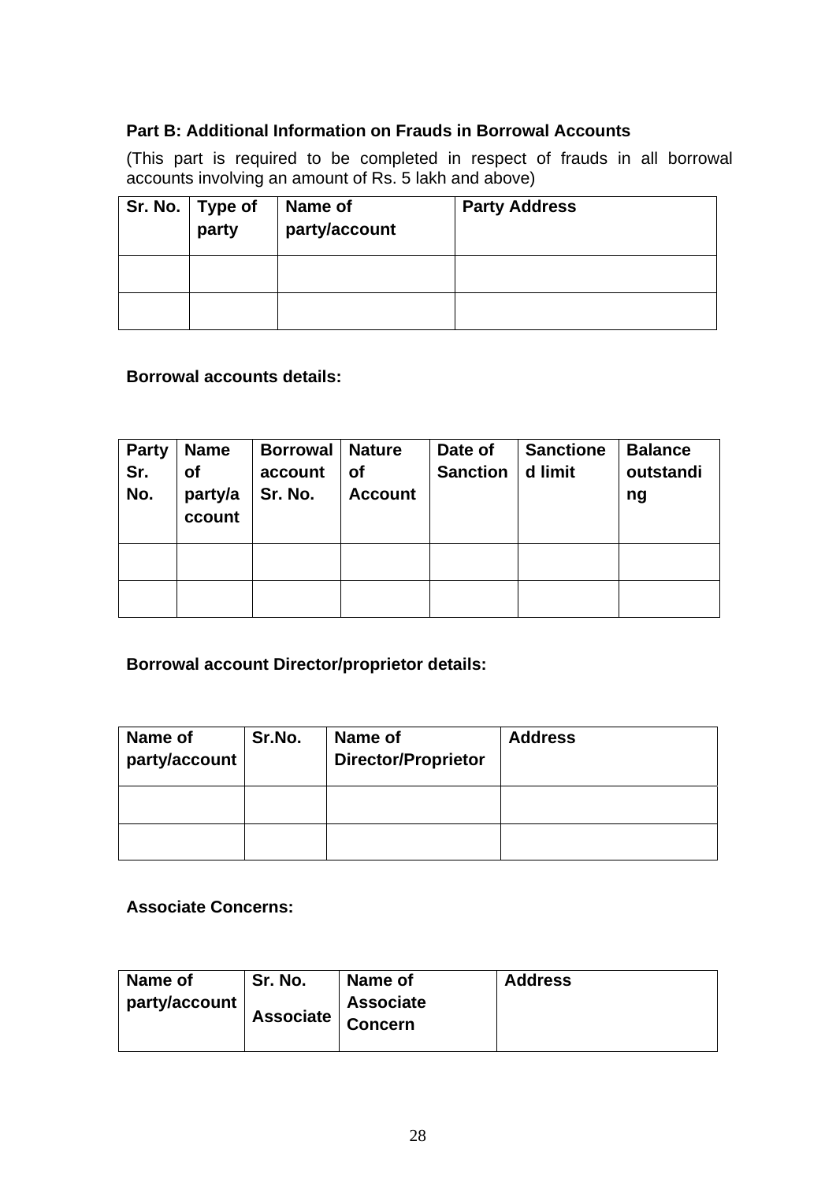**Part B: Additional Information on Frauds in Borrowal Accounts**

(This part is required to be completed in respect of frauds in all borrowal accounts involving an amount of Rs. 5 lakh and above)

| Sr. No. | Type of party | Name of party/account | Party Address |
|---|---|---|---|
| | | | |
| | | | |

**Borrowal accounts details:**

| Party Sr. No. | Name of party/account | Borrowal account Sr. No. | Nature of Account | Date of Sanction | Sanctioned limit | Balance outstanding |
|---|---|---|---|---|---|---|
| | | | | | | |
| | | | | | | |

**Borrowal account Director/proprietor details:**

| Name of party/account | Sr.No. | Name of Director/Proprietor | Address |
|---|---|---|---|
| | | | |
| | | | |

**Associate Concerns:**

| Name of party/account | Sr. No. Associate | Name of Associate Concern | Address |
|---|---|---|---|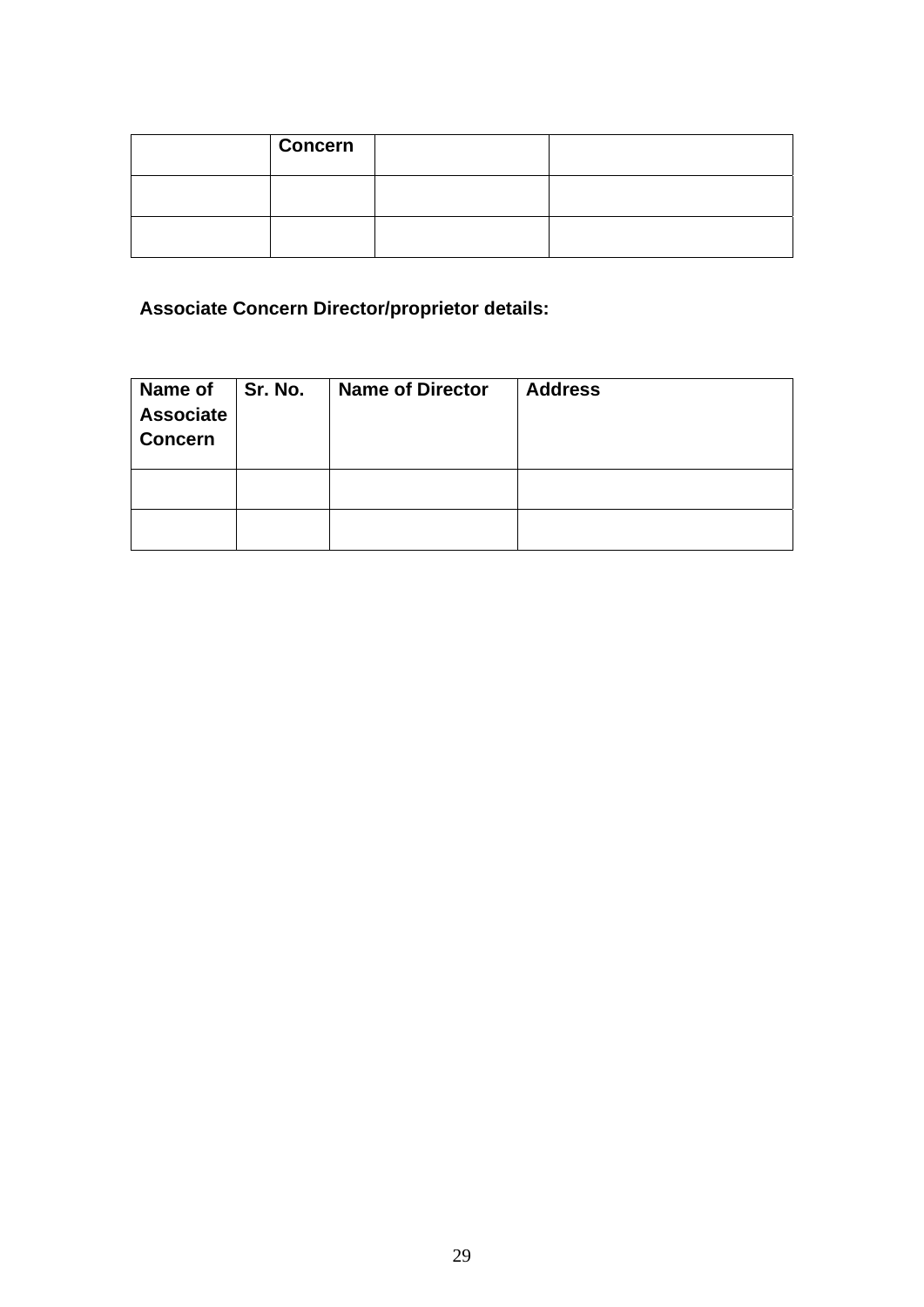| | Concern | | |
|---|---|---|---|
| | | | |
| | | | |

**Associate Concern Director/proprietor details:**

| Name of Associate Concern | Sr. No. | Name of Director | Address |
|---|---|---|---|
| | | | |
| | | | |